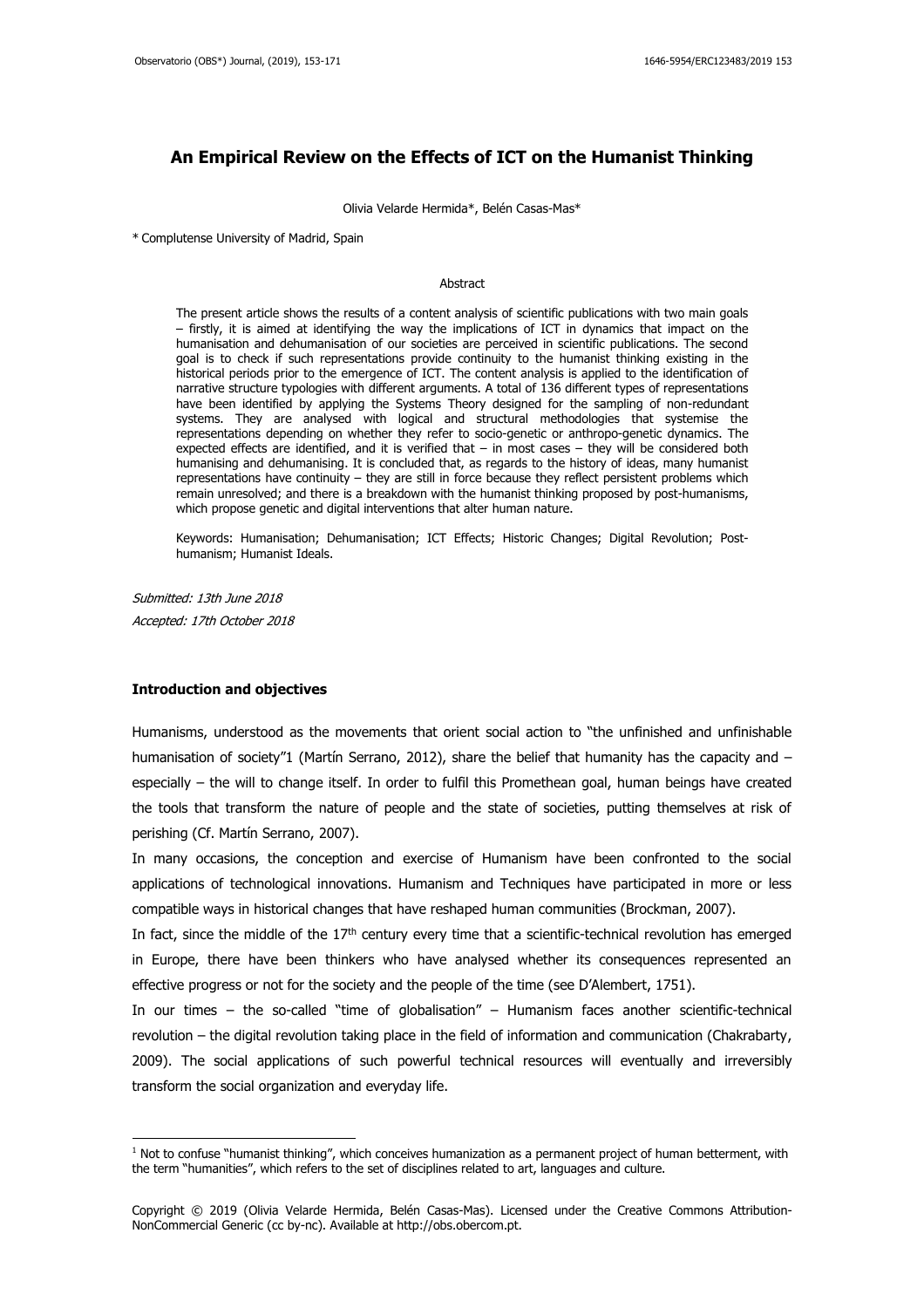# An Empirical Review on the Effects of ICT on the Humanist Thinking

Olivia Velarde Hermida*, Belén Casas-Mas*

* Complutense University of Madrid, Spain

## Abstract

The present article shows the results of a content analysis of scientific publications with two main goals – firstly, it is aimed at identifying the way the implications of ICT in dynamics that impact on the humanisation and dehumanisation of our societies are perceived in scientific publications. The second goal is to check if such representations provide continuity to the humanist thinking existing in the historical periods prior to the emergence of ICT. The content analysis is applied to the identification of narrative structure typologies with different arguments. A total of 136 different types of representations have been identified by applying the Systems Theory designed for the sampling of non-redundant systems. They are analysed with logical and structural methodologies that systemise the representations depending on whether they refer to socio-genetic or anthropo-genetic dynamics. The expected effects are identified, and it is verified that – in most cases – they will be considered both humanising and dehumanising. It is concluded that, as regards to the history of ideas, many humanist representations have continuity – they are still in force because they reflect persistent problems which remain unresolved; and there is a breakdown with the humanist thinking proposed by post-humanisms, which propose genetic and digital interventions that alter human nature.

Keywords: Humanisation; Dehumanisation; ICT Effects; Historic Changes; Digital Revolution; Post-humanism; Humanist Ideals.

*Submitted: 13th June 2018*

*Accepted: 17th October 2018*

### Introduction and objectives

Humanisms, understood as the movements that orient social action to "the unfinished and unfinishable humanisation of society"1 (Martín Serrano, 2012), share the belief that humanity has the capacity and – especially – the will to change itself. In order to fulfil this Promethean goal, human beings have created the tools that transform the nature of people and the state of societies, putting themselves at risk of perishing (Cf. Martín Serrano, 2007).

In many occasions, the conception and exercise of Humanism have been confronted to the social applications of technological innovations. Humanism and Techniques have participated in more or less compatible ways in historical changes that have reshaped human communities (Brockman, 2007).

In fact, since the middle of the 17th century every time that a scientific-technical revolution has emerged in Europe, there have been thinkers who have analysed whether its consequences represented an effective progress or not for the society and the people of the time (see D'Alembert, 1751).

In our times – the so-called "time of globalisation" – Humanism faces another scientific-technical revolution – the digital revolution taking place in the field of information and communication (Chakrabarty, 2009). The social applications of such powerful technical resources will eventually and irreversibly transform the social organization and everyday life.

[1] Not to confuse "humanist thinking", which conceives humanization as a permanent project of human betterment, with the term "humanities", which refers to the set of disciplines related to art, languages and culture.

Copyright © 2019 (Olivia Velarde Hermida, Belén Casas-Mas). Licensed under the Creative Commons Attribution-NonCommercial Generic (cc by-nc). Available at http://obs.obercom.pt.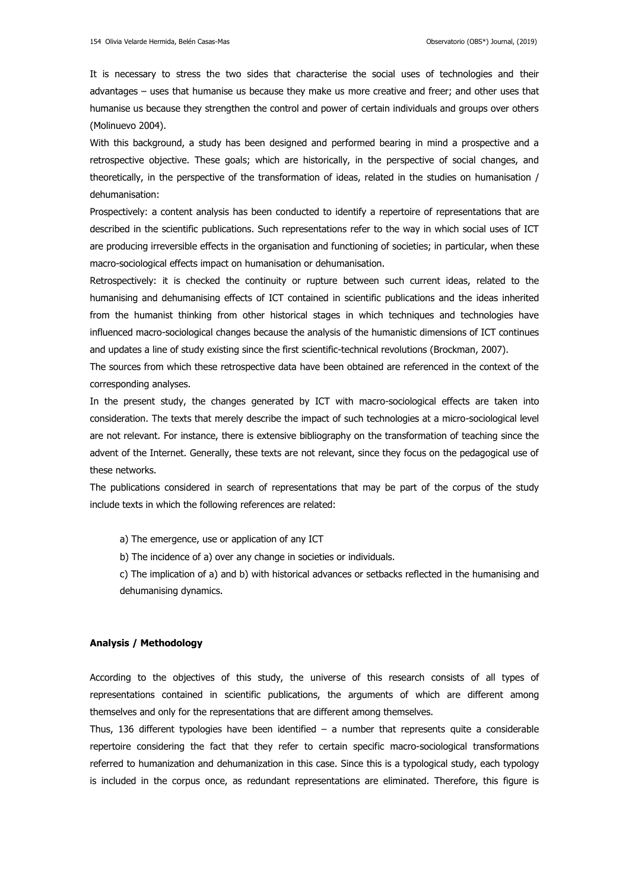It is necessary to stress the two sides that characterise the social uses of technologies and their advantages – uses that humanise us because they make us more creative and freer; and other uses that humanise us because they strengthen the control and power of certain individuals and groups over others (Molinuevo 2004).

With this background, a study has been designed and performed bearing in mind a prospective and a retrospective objective. These goals; which are historically, in the perspective of social changes, and theoretically, in the perspective of the transformation of ideas, related in the studies on humanisation / dehumanisation:

Prospectively: a content analysis has been conducted to identify a repertoire of representations that are described in the scientific publications. Such representations refer to the way in which social uses of ICT are producing irreversible effects in the organisation and functioning of societies; in particular, when these macro-sociological effects impact on humanisation or dehumanisation.

Retrospectively: it is checked the continuity or rupture between such current ideas, related to the humanising and dehumanising effects of ICT contained in scientific publications and the ideas inherited from the humanist thinking from other historical stages in which techniques and technologies have influenced macro-sociological changes because the analysis of the humanistic dimensions of ICT continues and updates a line of study existing since the first scientific-technical revolutions (Brockman, 2007).

The sources from which these retrospective data have been obtained are referenced in the context of the corresponding analyses.

In the present study, the changes generated by ICT with macro-sociological effects are taken into consideration. The texts that merely describe the impact of such technologies at a micro-sociological level are not relevant. For instance, there is extensive bibliography on the transformation of teaching since the advent of the Internet. Generally, these texts are not relevant, since they focus on the pedagogical use of these networks.

The publications considered in search of representations that may be part of the corpus of the study include texts in which the following references are related:

a) The emergence, use or application of any ICT

b) The incidence of a) over any change in societies or individuals.

c) The implication of a) and b) with historical advances or setbacks reflected in the humanising and dehumanising dynamics.

**Analysis / Methodology**

According to the objectives of this study, the universe of this research consists of all types of representations contained in scientific publications, the arguments of which are different among themselves and only for the representations that are different among themselves.

Thus, 136 different typologies have been identified – a number that represents quite a considerable repertoire considering the fact that they refer to certain specific macro-sociological transformations referred to humanization and dehumanization in this case. Since this is a typological study, each typology is included in the corpus once, as redundant representations are eliminated. Therefore, this figure is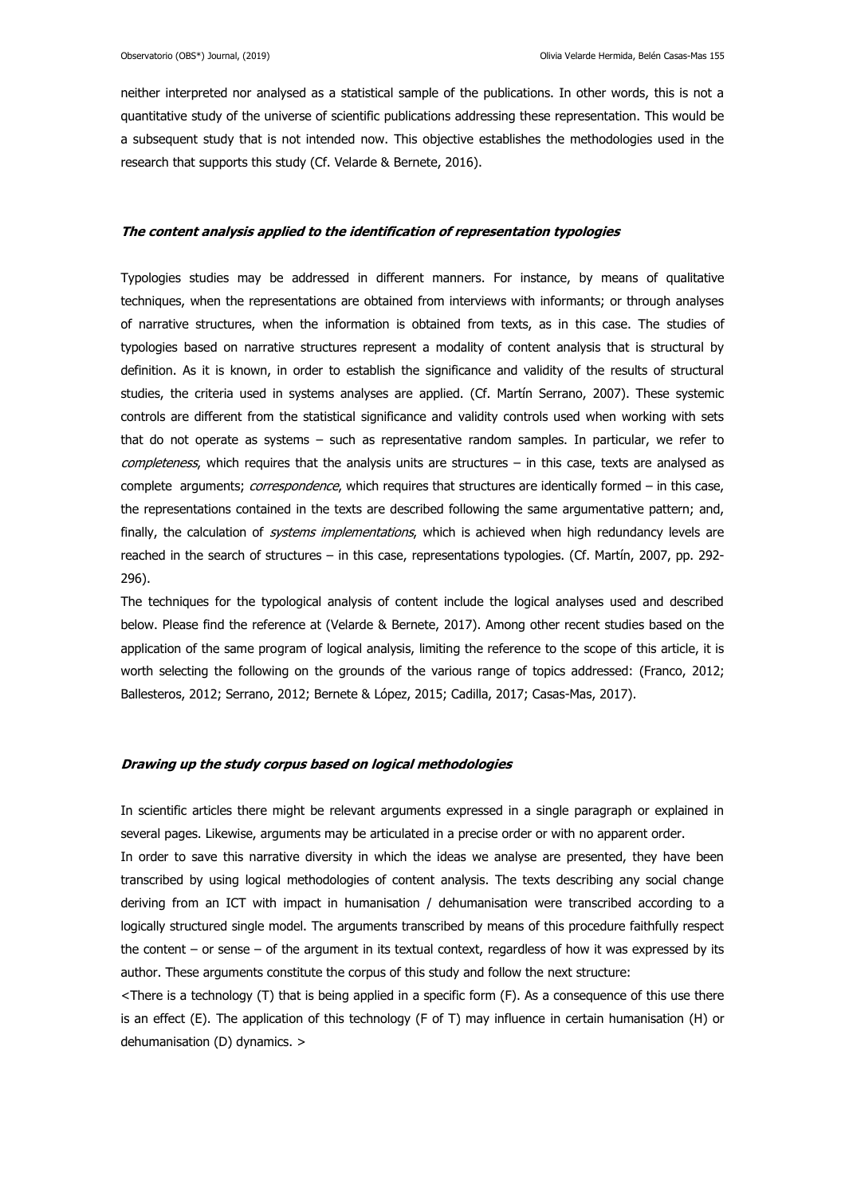neither interpreted nor analysed as a statistical sample of the publications. In other words, this is not a quantitative study of the universe of scientific publications addressing these representation. This would be a subsequent study that is not intended now. This objective establishes the methodologies used in the research that supports this study (Cf. Velarde & Bernete, 2016).

### ***The content analysis applied to the identification of representation typologies***

Typologies studies may be addressed in different manners. For instance, by means of qualitative techniques, when the representations are obtained from interviews with informants; or through analyses of narrative structures, when the information is obtained from texts, as in this case. The studies of typologies based on narrative structures represent a modality of content analysis that is structural by definition. As it is known, in order to establish the significance and validity of the results of structural studies, the criteria used in systems analyses are applied. (Cf. Martín Serrano, 2007). These systemic controls are different from the statistical significance and validity controls used when working with sets that do not operate as systems – such as representative random samples. In particular, we refer to *completeness*, which requires that the analysis units are structures – in this case, texts are analysed as complete arguments; *correspondence*, which requires that structures are identically formed – in this case, the representations contained in the texts are described following the same argumentative pattern; and, finally, the calculation of *systems implementations*, which is achieved when high redundancy levels are reached in the search of structures – in this case, representations typologies. (Cf. Martín, 2007, pp. 292-296).

The techniques for the typological analysis of content include the logical analyses used and described below. Please find the reference at (Velarde & Bernete, 2017). Among other recent studies based on the application of the same program of logical analysis, limiting the reference to the scope of this article, it is worth selecting the following on the grounds of the various range of topics addressed: (Franco, 2012; Ballesteros, 2012; Serrano, 2012; Bernete & López, 2015; Cadilla, 2017; Casas-Mas, 2017).

### ***Drawing up the study corpus based on logical methodologies***

In scientific articles there might be relevant arguments expressed in a single paragraph or explained in several pages. Likewise, arguments may be articulated in a precise order or with no apparent order.

In order to save this narrative diversity in which the ideas we analyse are presented, they have been transcribed by using logical methodologies of content analysis. The texts describing any social change deriving from an ICT with impact in humanisation / dehumanisation were transcribed according to a logically structured single model. The arguments transcribed by means of this procedure faithfully respect the content – or sense – of the argument in its textual context, regardless of how it was expressed by its author. These arguments constitute the corpus of this study and follow the next structure:

<There is a technology (T) that is being applied in a specific form (F). As a consequence of this use there is an effect (E). The application of this technology (F of T) may influence in certain humanisation (H) or dehumanisation (D) dynamics. >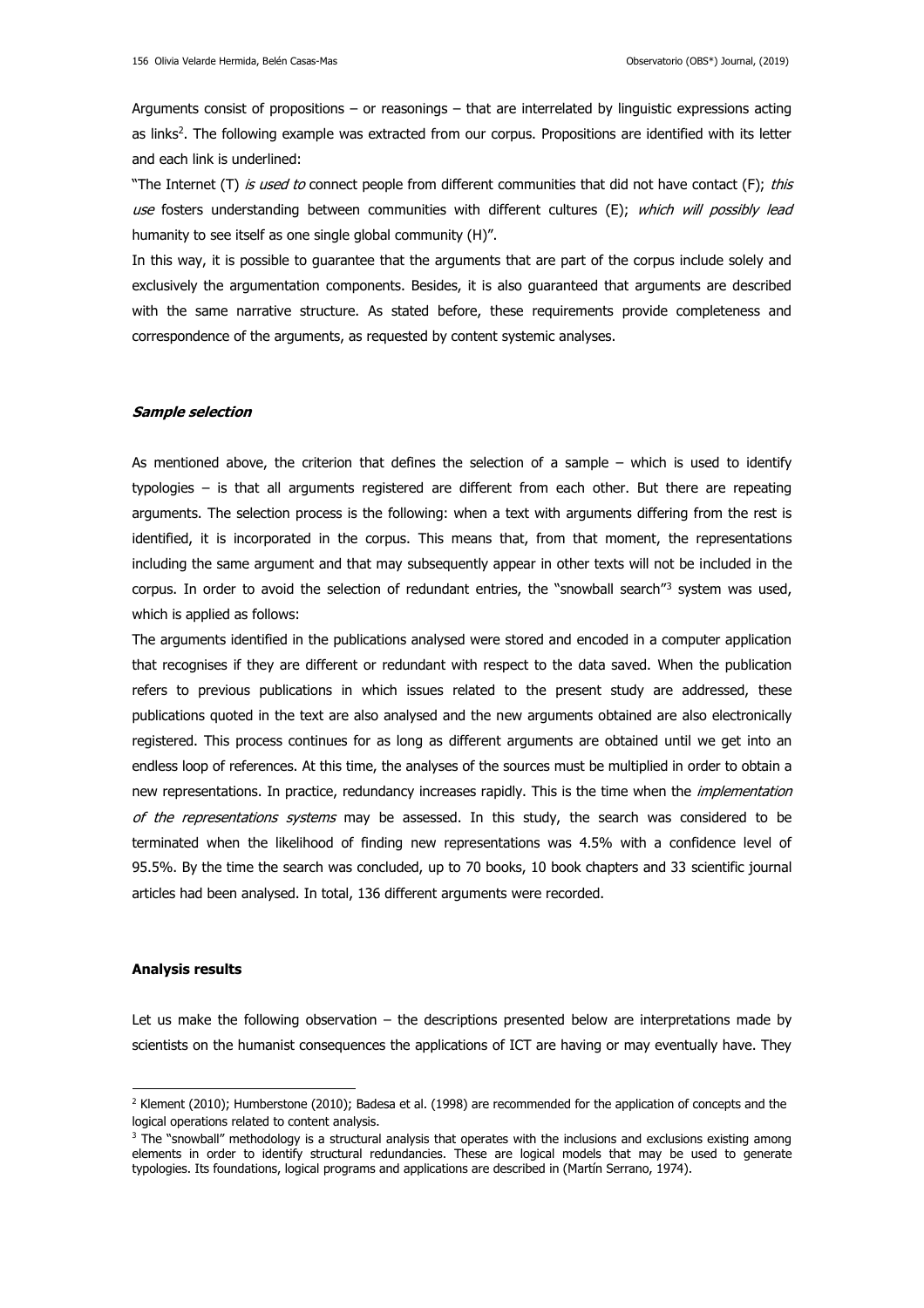Arguments consist of propositions – or reasonings – that are interrelated by linguistic expressions acting as links[2]. The following example was extracted from our corpus. Propositions are identified with its letter and each link is underlined:

"The Internet (T) *is used to* connect people from different communities that did not have contact (F); *this use* fosters understanding between communities with different cultures (E); *which will possibly lead* humanity to see itself as one single global community (H)".

In this way, it is possible to guarantee that the arguments that are part of the corpus include solely and exclusively the argumentation components. Besides, it is also guaranteed that arguments are described with the same narrative structure. As stated before, these requirements provide completeness and correspondence of the arguments, as requested by content systemic analyses.

## *Sample selection*

As mentioned above, the criterion that defines the selection of a sample – which is used to identify typologies – is that all arguments registered are different from each other. But there are repeating arguments. The selection process is the following: when a text with arguments differing from the rest is identified, it is incorporated in the corpus. This means that, from that moment, the representations including the same argument and that may subsequently appear in other texts will not be included in the corpus. In order to avoid the selection of redundant entries, the "snowball search"[3] system was used, which is applied as follows:

The arguments identified in the publications analysed were stored and encoded in a computer application that recognises if they are different or redundant with respect to the data saved. When the publication refers to previous publications in which issues related to the present study are addressed, these publications quoted in the text are also analysed and the new arguments obtained are also electronically registered. This process continues for as long as different arguments are obtained until we get into an endless loop of references. At this time, the analyses of the sources must be multiplied in order to obtain a new representations. In practice, redundancy increases rapidly. This is the time when the *implementation of the representations systems* may be assessed. In this study, the search was considered to be terminated when the likelihood of finding new representations was 4.5% with a confidence level of 95.5%. By the time the search was concluded, up to 70 books, 10 book chapters and 33 scientific journal articles had been analysed. In total, 136 different arguments were recorded.

## Analysis results

Let us make the following observation – the descriptions presented below are interpretations made by scientists on the humanist consequences the applications of ICT are having or may eventually have. They

---

[2] Klement (2010); Humberstone (2010); Badesa et al. (1998) are recommended for the application of concepts and the logical operations related to content analysis.

[3] The "snowball" methodology is a structural analysis that operates with the inclusions and exclusions existing among elements in order to identify structural redundancies. These are logical models that may be used to generate typologies. Its foundations, logical programs and applications are described in (Martín Serrano, 1974).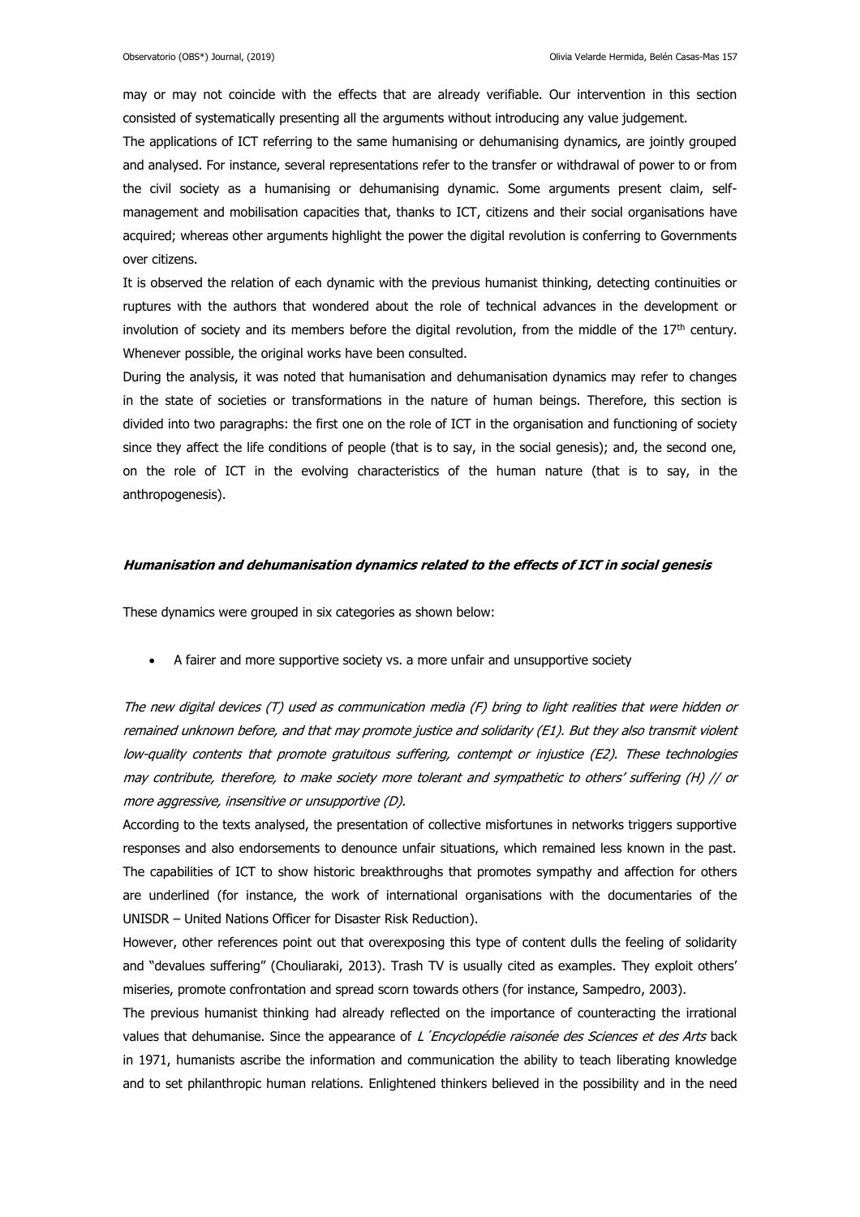may or may not coincide with the effects that are already verifiable. Our intervention in this section consisted of systematically presenting all the arguments without introducing any value judgement.

The applications of ICT referring to the same humanising or dehumanising dynamics, are jointly grouped and analysed. For instance, several representations refer to the transfer or withdrawal of power to or from the civil society as a humanising or dehumanising dynamic. Some arguments present claim, self-management and mobilisation capacities that, thanks to ICT, citizens and their social organisations have acquired; whereas other arguments highlight the power the digital revolution is conferring to Governments over citizens.

It is observed the relation of each dynamic with the previous humanist thinking, detecting continuities or ruptures with the authors that wondered about the role of technical advances in the development or involution of society and its members before the digital revolution, from the middle of the 17th century. Whenever possible, the original works have been consulted.

During the analysis, it was noted that humanisation and dehumanisation dynamics may refer to changes in the state of societies or transformations in the nature of human beings. Therefore, this section is divided into two paragraphs: the first one on the role of ICT in the organisation and functioning of society since they affect the life conditions of people (that is to say, in the social genesis); and, the second one, on the role of ICT in the evolving characteristics of the human nature (that is to say, in the anthropogenesis).

### *Humanisation and dehumanisation dynamics related to the effects of ICT in social genesis*

These dynamics were grouped in six categories as shown below:

- A fairer and more supportive society vs. a more unfair and unsupportive society

*The new digital devices (T) used as communication media (F) bring to light realities that were hidden or remained unknown before, and that may promote justice and solidarity (E1). But they also transmit violent low-quality contents that promote gratuitous suffering, contempt or injustice (E2). These technologies may contribute, therefore, to make society more tolerant and sympathetic to others' suffering (H) // or more aggressive, insensitive or unsupportive (D).*

According to the texts analysed, the presentation of collective misfortunes in networks triggers supportive responses and also endorsements to denounce unfair situations, which remained less known in the past. The capabilities of ICT to show historic breakthroughs that promotes sympathy and affection for others are underlined (for instance, the work of international organisations with the documentaries of the UNISDR – United Nations Officer for Disaster Risk Reduction).

However, other references point out that overexposing this type of content dulls the feeling of solidarity and "devalues suffering" (Chouliaraki, 2013). Trash TV is usually cited as examples. They exploit others' miseries, promote confrontation and spread scorn towards others (for instance, Sampedro, 2003).

The previous humanist thinking had already reflected on the importance of counteracting the irrational values that dehumanise. Since the appearance of *L´Encyclopédie raisonée des Sciences et des Arts* back in 1971, humanists ascribe the information and communication the ability to teach liberating knowledge and to set philanthropic human relations. Enlightened thinkers believed in the possibility and in the need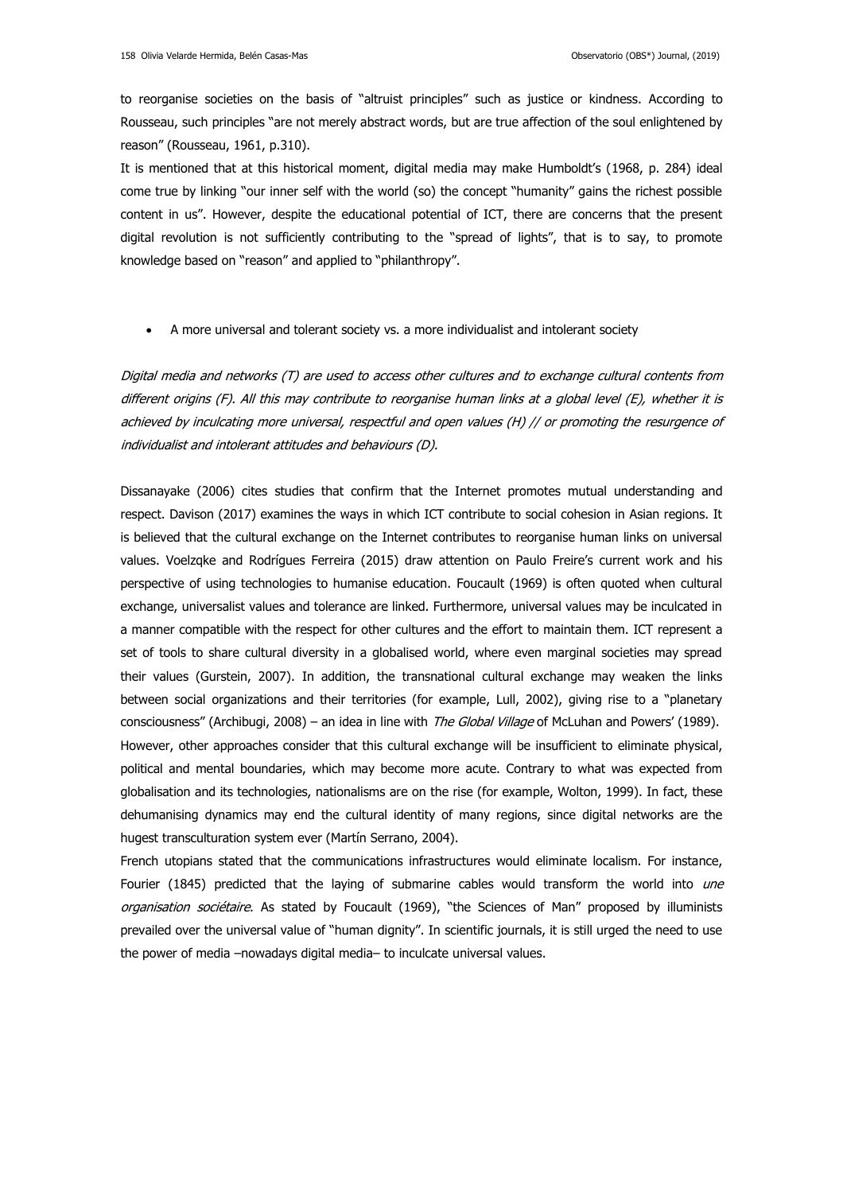to reorganise societies on the basis of "altruist principles" such as justice or kindness. According to Rousseau, such principles "are not merely abstract words, but are true affection of the soul enlightened by reason" (Rousseau, 1961, p.310).

It is mentioned that at this historical moment, digital media may make Humboldt's (1968, p. 284) ideal come true by linking "our inner self with the world (so) the concept "humanity" gains the richest possible content in us". However, despite the educational potential of ICT, there are concerns that the present digital revolution is not sufficiently contributing to the "spread of lights", that is to say, to promote knowledge based on "reason" and applied to "philanthropy".

- A more universal and tolerant society vs. a more individualist and intolerant society

*Digital media and networks (T) are used to access other cultures and to exchange cultural contents from different origins (F). All this may contribute to reorganise human links at a global level (E), whether it is achieved by inculcating more universal, respectful and open values (H) // or promoting the resurgence of individualist and intolerant attitudes and behaviours (D).*

Dissanayake (2006) cites studies that confirm that the Internet promotes mutual understanding and respect. Davison (2017) examines the ways in which ICT contribute to social cohesion in Asian regions. It is believed that the cultural exchange on the Internet contributes to reorganise human links on universal values. Voelzqke and Rodrígues Ferreira (2015) draw attention on Paulo Freire's current work and his perspective of using technologies to humanise education. Foucault (1969) is often quoted when cultural exchange, universalist values and tolerance are linked. Furthermore, universal values may be inculcated in a manner compatible with the respect for other cultures and the effort to maintain them. ICT represent a set of tools to share cultural diversity in a globalised world, where even marginal societies may spread their values (Gurstein, 2007). In addition, the transnational cultural exchange may weaken the links between social organizations and their territories (for example, Lull, 2002), giving rise to a "planetary consciousness" (Archibugi, 2008) – an idea in line with *The Global Village* of McLuhan and Powers' (1989).

However, other approaches consider that this cultural exchange will be insufficient to eliminate physical, political and mental boundaries, which may become more acute. Contrary to what was expected from globalisation and its technologies, nationalisms are on the rise (for example, Wolton, 1999). In fact, these dehumanising dynamics may end the cultural identity of many regions, since digital networks are the hugest transculturation system ever (Martín Serrano, 2004).

French utopians stated that the communications infrastructures would eliminate localism. For instance, Fourier (1845) predicted that the laying of submarine cables would transform the world into *une organisation sociétaire*. As stated by Foucault (1969), "the Sciences of Man" proposed by illuminists prevailed over the universal value of "human dignity". In scientific journals, it is still urged the need to use the power of media –nowadays digital media– to inculcate universal values.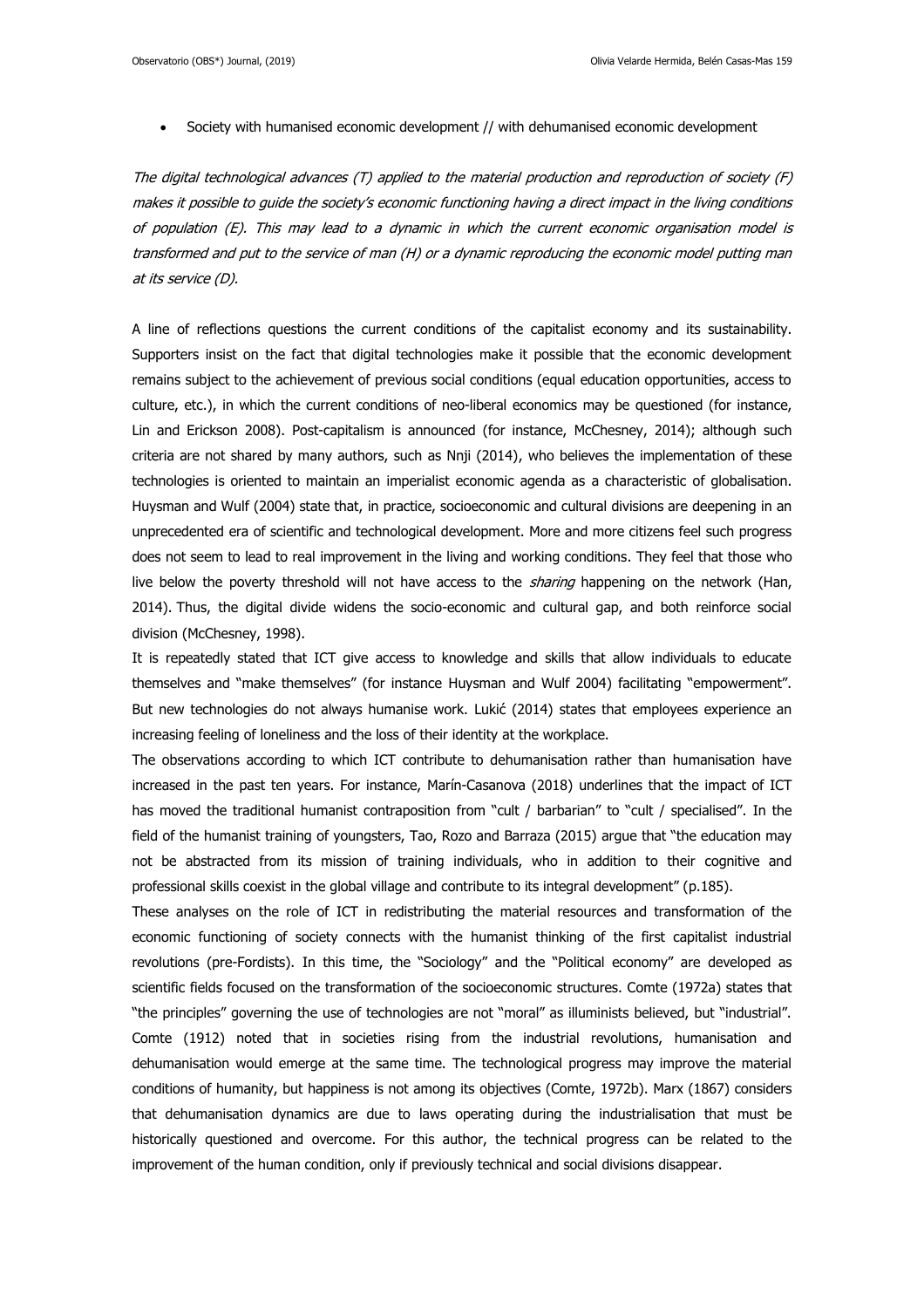- Society with humanised economic development // with dehumanised economic development

*The digital technological advances (T) applied to the material production and reproduction of society (F) makes it possible to guide the society's economic functioning having a direct impact in the living conditions of population (E). This may lead to a dynamic in which the current economic organisation model is transformed and put to the service of man (H) or a dynamic reproducing the economic model putting man at its service (D).*

A line of reflections questions the current conditions of the capitalist economy and its sustainability. Supporters insist on the fact that digital technologies make it possible that the economic development remains subject to the achievement of previous social conditions (equal education opportunities, access to culture, etc.), in which the current conditions of neo-liberal economics may be questioned (for instance, Lin and Erickson 2008). Post-capitalism is announced (for instance, McChesney, 2014); although such criteria are not shared by many authors, such as Nnji (2014), who believes the implementation of these technologies is oriented to maintain an imperialist economic agenda as a characteristic of globalisation. Huysman and Wulf (2004) state that, in practice, socioeconomic and cultural divisions are deepening in an unprecedented era of scientific and technological development. More and more citizens feel such progress does not seem to lead to real improvement in the living and working conditions. They feel that those who live below the poverty threshold will not have access to the *sharing* happening on the network (Han, 2014). Thus, the digital divide widens the socio-economic and cultural gap, and both reinforce social division (McChesney, 1998).

It is repeatedly stated that ICT give access to knowledge and skills that allow individuals to educate themselves and "make themselves" (for instance Huysman and Wulf 2004) facilitating "empowerment". But new technologies do not always humanise work. Lukić (2014) states that employees experience an increasing feeling of loneliness and the loss of their identity at the workplace.

The observations according to which ICT contribute to dehumanisation rather than humanisation have increased in the past ten years. For instance, Marín-Casanova (2018) underlines that the impact of ICT has moved the traditional humanist contraposition from "cult / barbarian" to "cult / specialised". In the field of the humanist training of youngsters, Tao, Rozo and Barraza (2015) argue that "the education may not be abstracted from its mission of training individuals, who in addition to their cognitive and professional skills coexist in the global village and contribute to its integral development" (p.185).

These analyses on the role of ICT in redistributing the material resources and transformation of the economic functioning of society connects with the humanist thinking of the first capitalist industrial revolutions (pre-Fordists). In this time, the "Sociology" and the "Political economy" are developed as scientific fields focused on the transformation of the socioeconomic structures. Comte (1972a) states that "the principles" governing the use of technologies are not "moral" as illuminists believed, but "industrial". Comte (1912) noted that in societies rising from the industrial revolutions, humanisation and dehumanisation would emerge at the same time. The technological progress may improve the material conditions of humanity, but happiness is not among its objectives (Comte, 1972b). Marx (1867) considers that dehumanisation dynamics are due to laws operating during the industrialisation that must be historically questioned and overcome. For this author, the technical progress can be related to the improvement of the human condition, only if previously technical and social divisions disappear.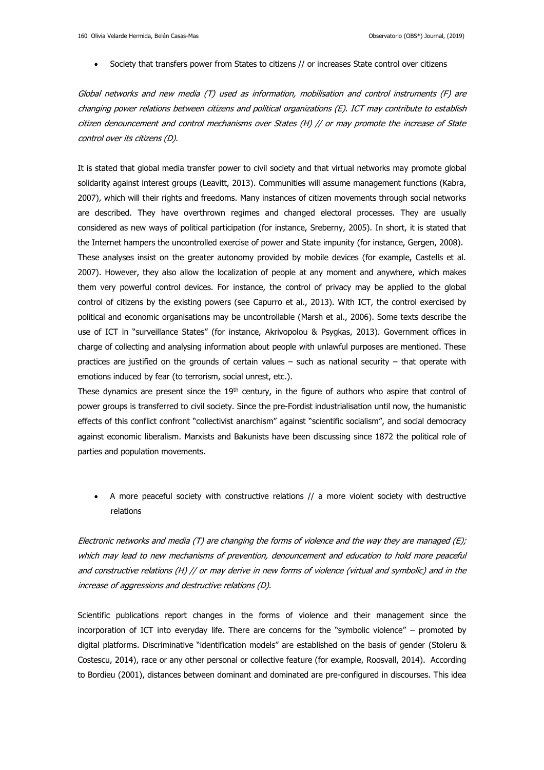- Society that transfers power from States to citizens // or increases State control over citizens

*Global networks and new media (T) used as information, mobilisation and control instruments (F) are changing power relations between citizens and political organizations (E). ICT may contribute to establish citizen denouncement and control mechanisms over States (H) // or may promote the increase of State control over its citizens (D).*

It is stated that global media transfer power to civil society and that virtual networks may promote global solidarity against interest groups (Leavitt, 2013). Communities will assume management functions (Kabra, 2007), which will their rights and freedoms. Many instances of citizen movements through social networks are described. They have overthrown regimes and changed electoral processes. They are usually considered as new ways of political participation (for instance, Sreberny, 2005). In short, it is stated that the Internet hampers the uncontrolled exercise of power and State impunity (for instance, Gergen, 2008).
These analyses insist on the greater autonomy provided by mobile devices (for example, Castells et al. 2007). However, they also allow the localization of people at any moment and anywhere, which makes them very powerful control devices. For instance, the control of privacy may be applied to the global control of citizens by the existing powers (see Capurro et al., 2013). With ICT, the control exercised by political and economic organisations may be uncontrollable (Marsh et al., 2006). Some texts describe the use of ICT in "surveillance States" (for instance, Akrivopolou & Psygkas, 2013). Government offices in charge of collecting and analysing information about people with unlawful purposes are mentioned. These practices are justified on the grounds of certain values – such as national security – that operate with emotions induced by fear (to terrorism, social unrest, etc.).
These dynamics are present since the 19th century, in the figure of authors who aspire that control of power groups is transferred to civil society. Since the pre-Fordist industrialisation until now, the humanistic effects of this conflict confront "collectivist anarchism" against "scientific socialism", and social democracy against economic liberalism. Marxists and Bakunists have been discussing since 1872 the political role of parties and population movements.

- A more peaceful society with constructive relations // a more violent society with destructive relations

*Electronic networks and media (T) are changing the forms of violence and the way they are managed (E); which may lead to new mechanisms of prevention, denouncement and education to hold more peaceful and constructive relations (H) // or may derive in new forms of violence (virtual and symbolic) and in the increase of aggressions and destructive relations (D).*

Scientific publications report changes in the forms of violence and their management since the incorporation of ICT into everyday life. There are concerns for the "symbolic violence" – promoted by digital platforms. Discriminative "identification models" are established on the basis of gender (Stoleru & Costescu, 2014), race or any other personal or collective feature (for example, Roosvall, 2014). According to Bordieu (2001), distances between dominant and dominated are pre-configured in discourses. This idea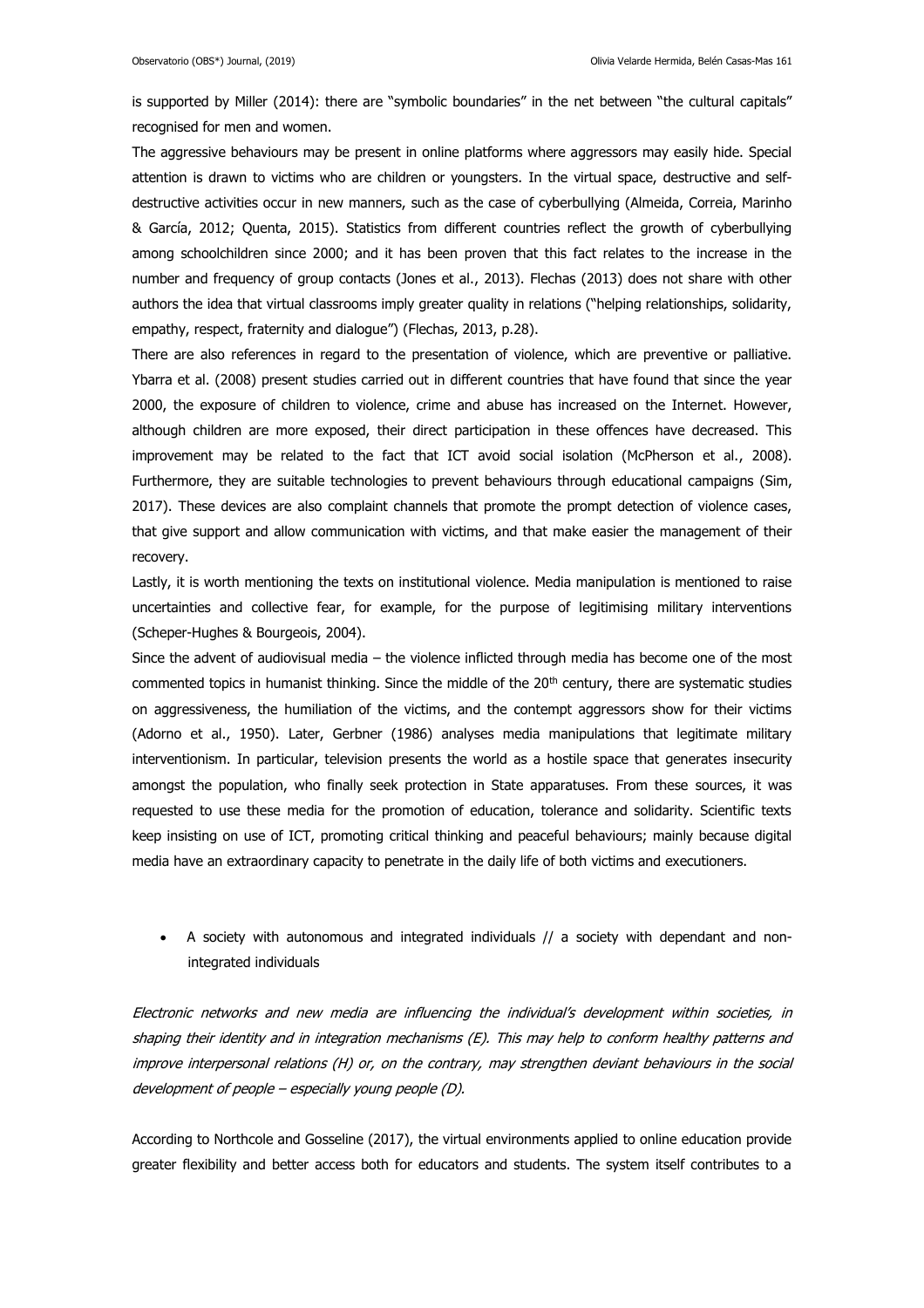is supported by Miller (2014): there are "symbolic boundaries" in the net between "the cultural capitals" recognised for men and women.

The aggressive behaviours may be present in online platforms where aggressors may easily hide. Special attention is drawn to victims who are children or youngsters. In the virtual space, destructive and self-destructive activities occur in new manners, such as the case of cyberbullying (Almeida, Correia, Marinho & García, 2012; Quenta, 2015). Statistics from different countries reflect the growth of cyberbullying among schoolchildren since 2000; and it has been proven that this fact relates to the increase in the number and frequency of group contacts (Jones et al., 2013). Flechas (2013) does not share with other authors the idea that virtual classrooms imply greater quality in relations ("helping relationships, solidarity, empathy, respect, fraternity and dialogue") (Flechas, 2013, p.28).

There are also references in regard to the presentation of violence, which are preventive or palliative. Ybarra et al. (2008) present studies carried out in different countries that have found that since the year 2000, the exposure of children to violence, crime and abuse has increased on the Internet. However, although children are more exposed, their direct participation in these offences have decreased. This improvement may be related to the fact that ICT avoid social isolation (McPherson et al., 2008). Furthermore, they are suitable technologies to prevent behaviours through educational campaigns (Sim, 2017). These devices are also complaint channels that promote the prompt detection of violence cases, that give support and allow communication with victims, and that make easier the management of their recovery.

Lastly, it is worth mentioning the texts on institutional violence. Media manipulation is mentioned to raise uncertainties and collective fear, for example, for the purpose of legitimising military interventions (Scheper-Hughes & Bourgeois, 2004).

Since the advent of audiovisual media – the violence inflicted through media has become one of the most commented topics in humanist thinking. Since the middle of the 20th century, there are systematic studies on aggressiveness, the humiliation of the victims, and the contempt aggressors show for their victims (Adorno et al., 1950). Later, Gerbner (1986) analyses media manipulations that legitimate military interventionism. In particular, television presents the world as a hostile space that generates insecurity amongst the population, who finally seek protection in State apparatuses. From these sources, it was requested to use these media for the promotion of education, tolerance and solidarity. Scientific texts keep insisting on use of ICT, promoting critical thinking and peaceful behaviours; mainly because digital media have an extraordinary capacity to penetrate in the daily life of both victims and executioners.

- A society with autonomous and integrated individuals // a society with dependant and non-integrated individuals

*Electronic networks and new media are influencing the individual's development within societies, in shaping their identity and in integration mechanisms (E). This may help to conform healthy patterns and improve interpersonal relations (H) or, on the contrary, may strengthen deviant behaviours in the social development of people – especially young people (D).*

According to Northcole and Gosseline (2017), the virtual environments applied to online education provide greater flexibility and better access both for educators and students. The system itself contributes to a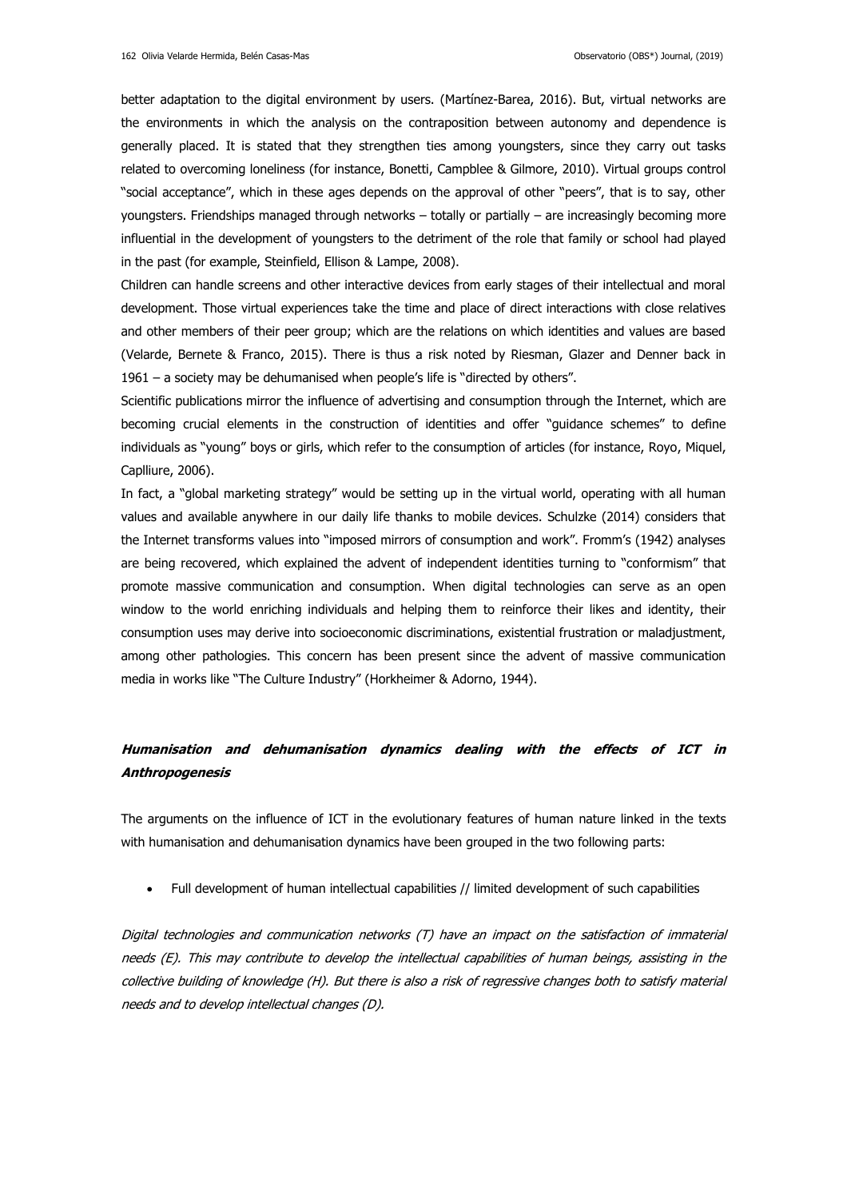better adaptation to the digital environment by users. (Martínez-Barea, 2016). But, virtual networks are the environments in which the analysis on the contraposition between autonomy and dependence is generally placed. It is stated that they strengthen ties among youngsters, since they carry out tasks related to overcoming loneliness (for instance, Bonetti, Campblee & Gilmore, 2010). Virtual groups control "social acceptance", which in these ages depends on the approval of other "peers", that is to say, other youngsters. Friendships managed through networks – totally or partially – are increasingly becoming more influential in the development of youngsters to the detriment of the role that family or school had played in the past (for example, Steinfield, Ellison & Lampe, 2008).

Children can handle screens and other interactive devices from early stages of their intellectual and moral development. Those virtual experiences take the time and place of direct interactions with close relatives and other members of their peer group; which are the relations on which identities and values are based (Velarde, Bernete & Franco, 2015). There is thus a risk noted by Riesman, Glazer and Denner back in 1961 – a society may be dehumanised when people's life is "directed by others".

Scientific publications mirror the influence of advertising and consumption through the Internet, which are becoming crucial elements in the construction of identities and offer "guidance schemes" to define individuals as "young" boys or girls, which refer to the consumption of articles (for instance, Royo, Miquel, Caplliure, 2006).

In fact, a "global marketing strategy" would be setting up in the virtual world, operating with all human values and available anywhere in our daily life thanks to mobile devices. Schulzke (2014) considers that the Internet transforms values into "imposed mirrors of consumption and work". Fromm's (1942) analyses are being recovered, which explained the advent of independent identities turning to "conformism" that promote massive communication and consumption. When digital technologies can serve as an open window to the world enriching individuals and helping them to reinforce their likes and identity, their consumption uses may derive into socioeconomic discriminations, existential frustration or maladjustment, among other pathologies. This concern has been present since the advent of massive communication media in works like "The Culture Industry" (Horkheimer & Adorno, 1944).

### ***Humanisation and dehumanisation dynamics dealing with the effects of ICT in Anthropogenesis***

The arguments on the influence of ICT in the evolutionary features of human nature linked in the texts with humanisation and dehumanisation dynamics have been grouped in the two following parts:

- Full development of human intellectual capabilities // limited development of such capabilities

*Digital technologies and communication networks (T) have an impact on the satisfaction of immaterial needs (E). This may contribute to develop the intellectual capabilities of human beings, assisting in the collective building of knowledge (H). But there is also a risk of regressive changes both to satisfy material needs and to develop intellectual changes (D).*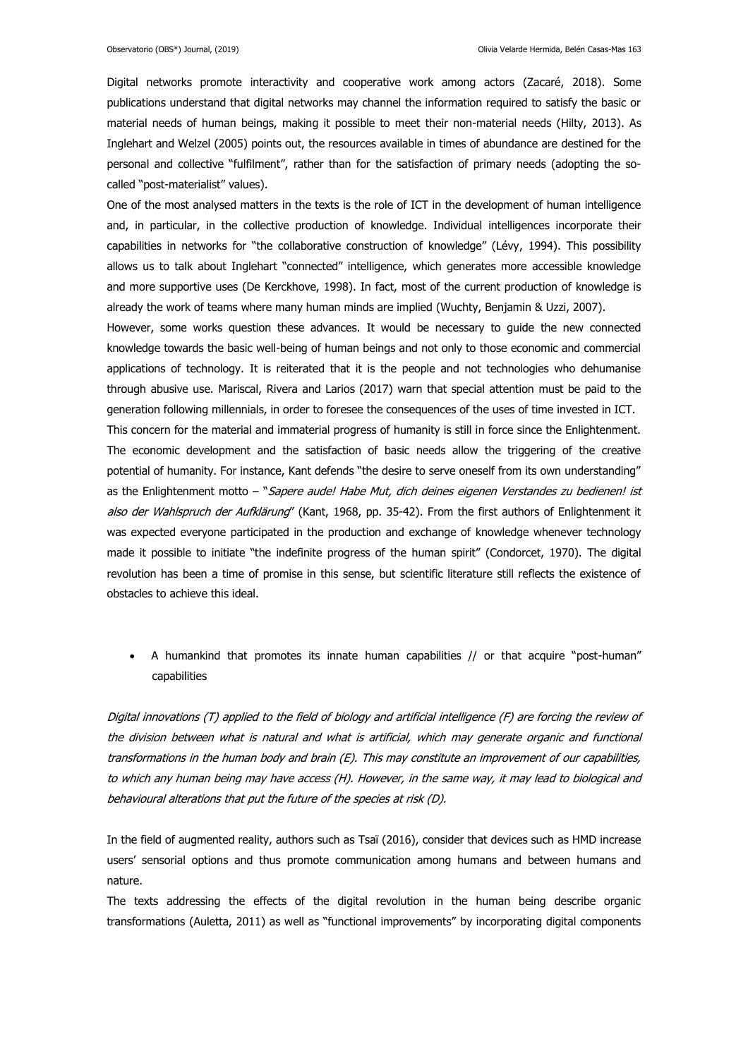Digital networks promote interactivity and cooperative work among actors (Zacaré, 2018). Some publications understand that digital networks may channel the information required to satisfy the basic or material needs of human beings, making it possible to meet their non-material needs (Hilty, 2013). As Inglehart and Welzel (2005) points out, the resources available in times of abundance are destined for the personal and collective "fulfilment", rather than for the satisfaction of primary needs (adopting the so-called "post-materialist" values).

One of the most analysed matters in the texts is the role of ICT in the development of human intelligence and, in particular, in the collective production of knowledge. Individual intelligences incorporate their capabilities in networks for "the collaborative construction of knowledge" (Lévy, 1994). This possibility allows us to talk about Inglehart "connected" intelligence, which generates more accessible knowledge and more supportive uses (De Kerckhove, 1998). In fact, most of the current production of knowledge is already the work of teams where many human minds are implied (Wuchty, Benjamin & Uzzi, 2007).

However, some works question these advances. It would be necessary to guide the new connected knowledge towards the basic well-being of human beings and not only to those economic and commercial applications of technology. It is reiterated that it is the people and not technologies who dehumanise through abusive use. Mariscal, Rivera and Larios (2017) warn that special attention must be paid to the generation following millennials, in order to foresee the consequences of the uses of time invested in ICT.

This concern for the material and immaterial progress of humanity is still in force since the Enlightenment. The economic development and the satisfaction of basic needs allow the triggering of the creative potential of humanity. For instance, Kant defends "the desire to serve oneself from its own understanding" as the Enlightenment motto – "*Sapere aude! Habe Mut, dich deines eigenen Verstandes zu bedienen! ist also der Wahlspruch der Aufklärung*" (Kant, 1968, pp. 35-42). From the first authors of Enlightenment it was expected everyone participated in the production and exchange of knowledge whenever technology made it possible to initiate "the indefinite progress of the human spirit" (Condorcet, 1970). The digital revolution has been a time of promise in this sense, but scientific literature still reflects the existence of obstacles to achieve this ideal.

- A humankind that promotes its innate human capabilities // or that acquire "post-human" capabilities

*Digital innovations (T) applied to the field of biology and artificial intelligence (F) are forcing the review of the division between what is natural and what is artificial, which may generate organic and functional transformations in the human body and brain (E). This may constitute an improvement of our capabilities, to which any human being may have access (H). However, in the same way, it may lead to biological and behavioural alterations that put the future of the species at risk (D).*

In the field of augmented reality, authors such as Tsaï (2016), consider that devices such as HMD increase users' sensorial options and thus promote communication among humans and between humans and nature.

The texts addressing the effects of the digital revolution in the human being describe organic transformations (Auletta, 2011) as well as "functional improvements" by incorporating digital components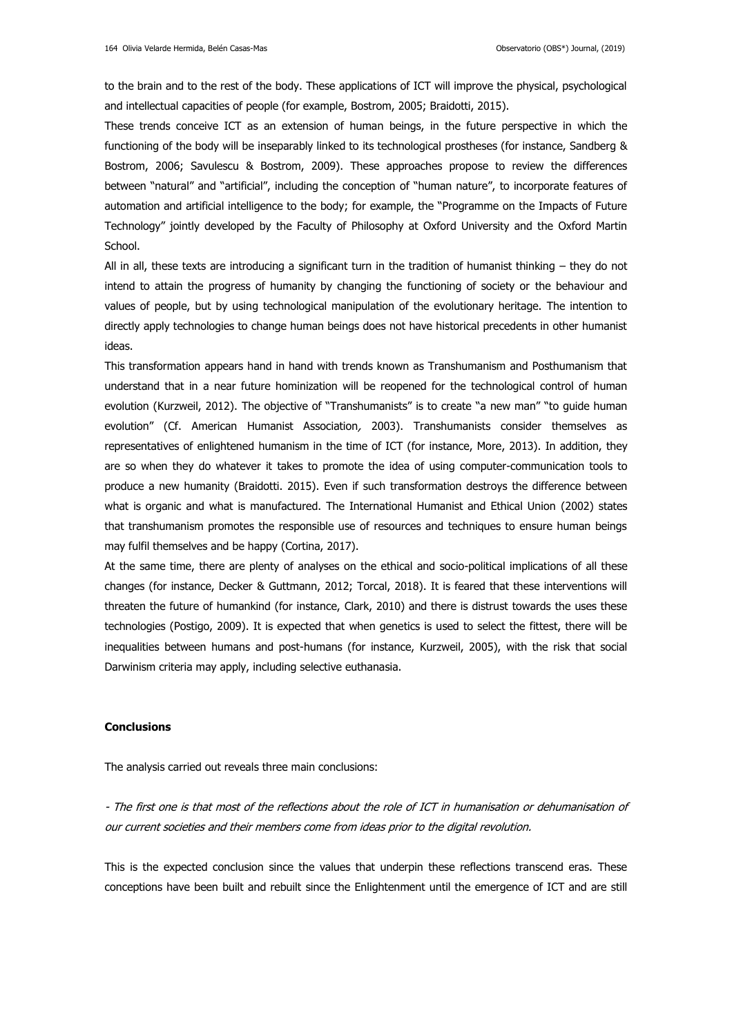to the brain and to the rest of the body. These applications of ICT will improve the physical, psychological and intellectual capacities of people (for example, Bostrom, 2005; Braidotti, 2015).

These trends conceive ICT as an extension of human beings, in the future perspective in which the functioning of the body will be inseparably linked to its technological prostheses (for instance, Sandberg & Bostrom, 2006; Savulescu & Bostrom, 2009). These approaches propose to review the differences between "natural" and "artificial", including the conception of "human nature", to incorporate features of automation and artificial intelligence to the body; for example, the "Programme on the Impacts of Future Technology" jointly developed by the Faculty of Philosophy at Oxford University and the Oxford Martin School.

All in all, these texts are introducing a significant turn in the tradition of humanist thinking – they do not intend to attain the progress of humanity by changing the functioning of society or the behaviour and values of people, but by using technological manipulation of the evolutionary heritage. The intention to directly apply technologies to change human beings does not have historical precedents in other humanist ideas.

This transformation appears hand in hand with trends known as Transhumanism and Posthumanism that understand that in a near future hominization will be reopened for the technological control of human evolution (Kurzweil, 2012). The objective of "Transhumanists" is to create "a new man" "to guide human evolution" (Cf. American Humanist Association*,* 2003). Transhumanists consider themselves as representatives of enlightened humanism in the time of ICT (for instance, More, 2013). In addition, they are so when they do whatever it takes to promote the idea of using computer-communication tools to produce a new humanity (Braidotti. 2015). Even if such transformation destroys the difference between what is organic and what is manufactured. The International Humanist and Ethical Union (2002) states that transhumanism promotes the responsible use of resources and techniques to ensure human beings may fulfil themselves and be happy (Cortina, 2017).

At the same time, there are plenty of analyses on the ethical and socio-political implications of all these changes (for instance, Decker & Guttmann, 2012; Torcal, 2018). It is feared that these interventions will threaten the future of humankind (for instance, Clark, 2010) and there is distrust towards the uses these technologies (Postigo, 2009). It is expected that when genetics is used to select the fittest, there will be inequalities between humans and post-humans (for instance, Kurzweil, 2005), with the risk that social Darwinism criteria may apply, including selective euthanasia.

## Conclusions

The analysis carried out reveals three main conclusions:

*- The first one is that most of the reflections about the role of ICT in humanisation or dehumanisation of our current societies and their members come from ideas prior to the digital revolution.*

This is the expected conclusion since the values that underpin these reflections transcend eras. These conceptions have been built and rebuilt since the Enlightenment until the emergence of ICT and are still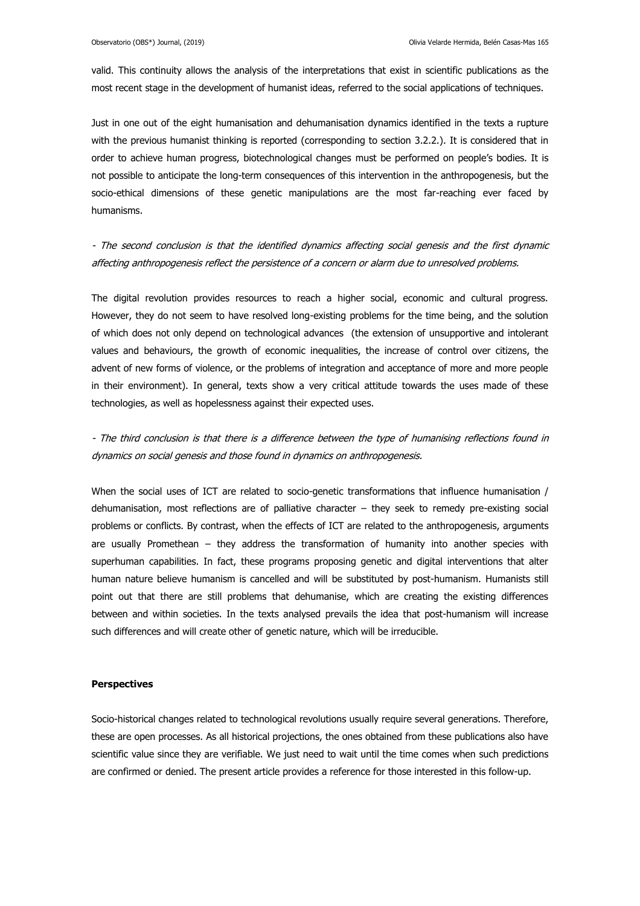valid. This continuity allows the analysis of the interpretations that exist in scientific publications as the most recent stage in the development of humanist ideas, referred to the social applications of techniques.

Just in one out of the eight humanisation and dehumanisation dynamics identified in the texts a rupture with the previous humanist thinking is reported (corresponding to section 3.2.2.). It is considered that in order to achieve human progress, biotechnological changes must be performed on people's bodies. It is not possible to anticipate the long-term consequences of this intervention in the anthropogenesis, but the socio-ethical dimensions of these genetic manipulations are the most far-reaching ever faced by humanisms.

*- The second conclusion is that the identified dynamics affecting social genesis and the first dynamic affecting anthropogenesis reflect the persistence of a concern or alarm due to unresolved problems.*

The digital revolution provides resources to reach a higher social, economic and cultural progress. However, they do not seem to have resolved long-existing problems for the time being, and the solution of which does not only depend on technological advances (the extension of unsupportive and intolerant values and behaviours, the growth of economic inequalities, the increase of control over citizens, the advent of new forms of violence, or the problems of integration and acceptance of more and more people in their environment). In general, texts show a very critical attitude towards the uses made of these technologies, as well as hopelessness against their expected uses.

*- The third conclusion is that there is a difference between the type of humanising reflections found in dynamics on social genesis and those found in dynamics on anthropogenesis.*

When the social uses of ICT are related to socio-genetic transformations that influence humanisation / dehumanisation, most reflections are of palliative character – they seek to remedy pre-existing social problems or conflicts. By contrast, when the effects of ICT are related to the anthropogenesis, arguments are usually Promethean – they address the transformation of humanity into another species with superhuman capabilities. In fact, these programs proposing genetic and digital interventions that alter human nature believe humanism is cancelled and will be substituted by post-humanism. Humanists still point out that there are still problems that dehumanise, which are creating the existing differences between and within societies. In the texts analysed prevails the idea that post-humanism will increase such differences and will create other of genetic nature, which will be irreducible.

**Perspectives**

Socio-historical changes related to technological revolutions usually require several generations. Therefore, these are open processes. As all historical projections, the ones obtained from these publications also have scientific value since they are verifiable. We just need to wait until the time comes when such predictions are confirmed or denied. The present article provides a reference for those interested in this follow-up.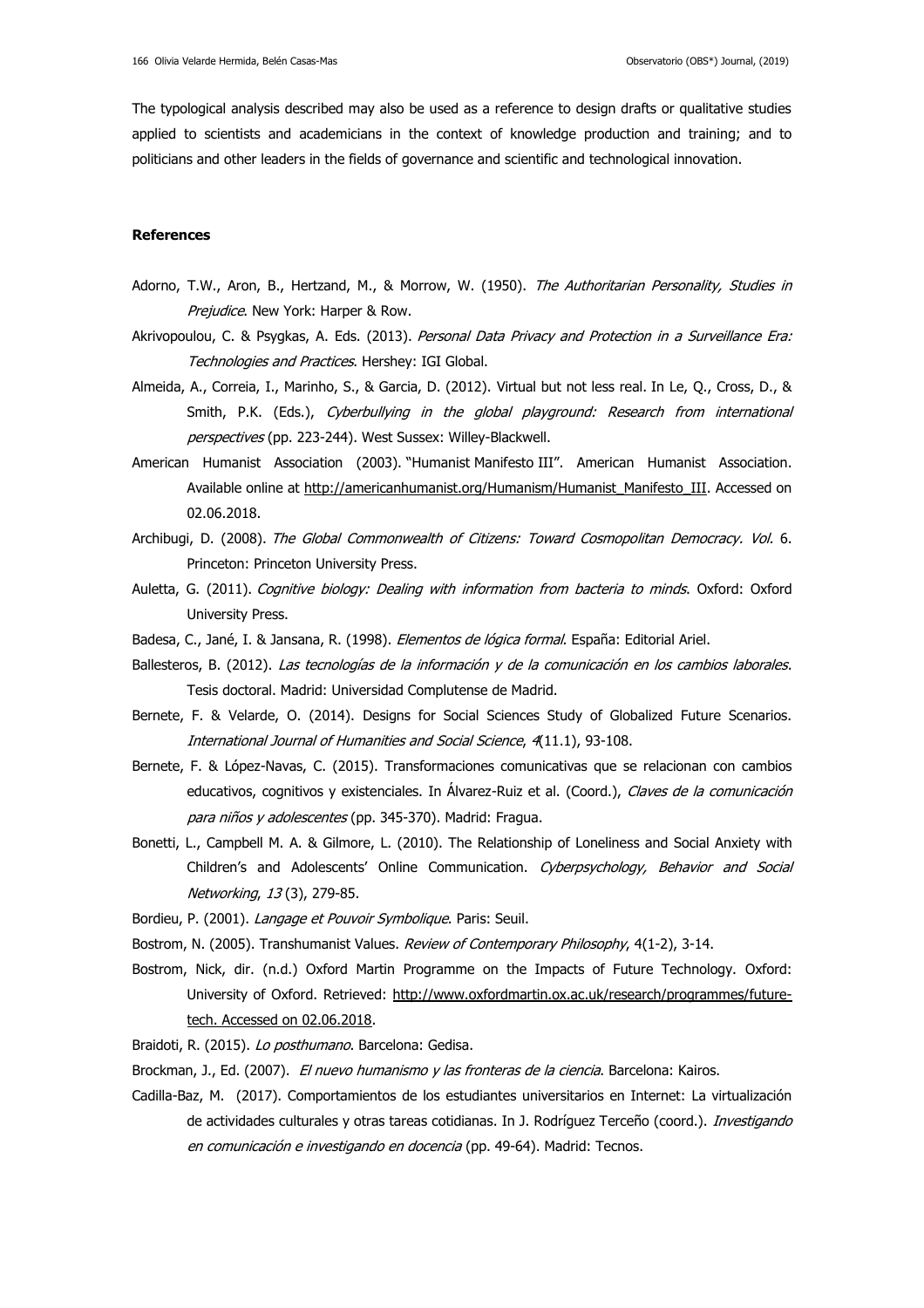The typological analysis described may also be used as a reference to design drafts or qualitative studies applied to scientists and academicians in the context of knowledge production and training; and to politicians and other leaders in the fields of governance and scientific and technological innovation.

**References**

Adorno, T.W., Aron, B., Hertzand, M., & Morrow, W. (1950). *The Authoritarian Personality, Studies in Prejudice*. New York: Harper & Row.

Akrivopoulou, C. & Psygkas, A. Eds. (2013). *Personal Data Privacy and Protection in a Surveillance Era: Technologies and Practices*. Hershey: IGI Global.

Almeida, A., Correia, I., Marinho, S., & Garcia, D. (2012). Virtual but not less real. In Le, Q., Cross, D., & Smith, P.K. (Eds.), *Cyberbullying in the global playground: Research from international perspectives* (pp. 223-244). West Sussex: Willey-Blackwell.

American Humanist Association (2003). "Humanist Manifesto III". American Humanist Association. Available online at http://americanhumanist.org/Humanism/Humanist_Manifesto_III. Accessed on 02.06.2018.

Archibugi, D. (2008). *The Global Commonwealth of Citizens: Toward Cosmopolitan Democracy. Vol.* 6. Princeton: Princeton University Press.

Auletta, G. (2011). *Cognitive biology: Dealing with information from bacteria to minds*. Oxford: Oxford University Press.

Badesa, C., Jané, I. & Jansana, R. (1998). *Elementos de lógica formal*. España: Editorial Ariel.

Ballesteros, B. (2012). *Las tecnologías de la información y de la comunicación en los cambios laborales*. Tesis doctoral. Madrid: Universidad Complutense de Madrid.

Bernete, F. & Velarde, O. (2014). Designs for Social Sciences Study of Globalized Future Scenarios. *International Journal of Humanities and Social Science*, *4*(11.1), 93-108.

Bernete, F. & López-Navas, C. (2015). Transformaciones comunicativas que se relacionan con cambios educativos, cognitivos y existenciales. In Álvarez-Ruiz et al. (Coord.), *Claves de la comunicación para niños y adolescentes* (pp. 345-370). Madrid: Fragua.

Bonetti, L., Campbell M. A. & Gilmore, L. (2010). The Relationship of Loneliness and Social Anxiety with Children's and Adolescents' Online Communication. *Cyberpsychology, Behavior and Social Networking*, *13* (3), 279-85.

Bordieu, P. (2001). *Langage et Pouvoir Symbolique*. Paris: Seuil.

Bostrom, N. (2005). Transhumanist Values. *Review of Contemporary Philosophy*, 4(1-2), 3-14.

Bostrom, Nick, dir. (n.d.) Oxford Martin Programme on the Impacts of Future Technology. Oxford: University of Oxford. Retrieved: http://www.oxfordmartin.ox.ac.uk/research/programmes/future-tech. Accessed on 02.06.2018.

Braidoti, R. (2015). *Lo posthumano*. Barcelona: Gedisa.

Brockman, J., Ed. (2007). *El nuevo humanismo y las fronteras de la ciencia*. Barcelona: Kairos.

Cadilla-Baz, M. (2017). Comportamientos de los estudiantes universitarios en Internet: La virtualización de actividades culturales y otras tareas cotidianas. In J. Rodríguez Terceño (coord.). *Investigando en comunicación e investigando en docencia* (pp. 49-64). Madrid: Tecnos.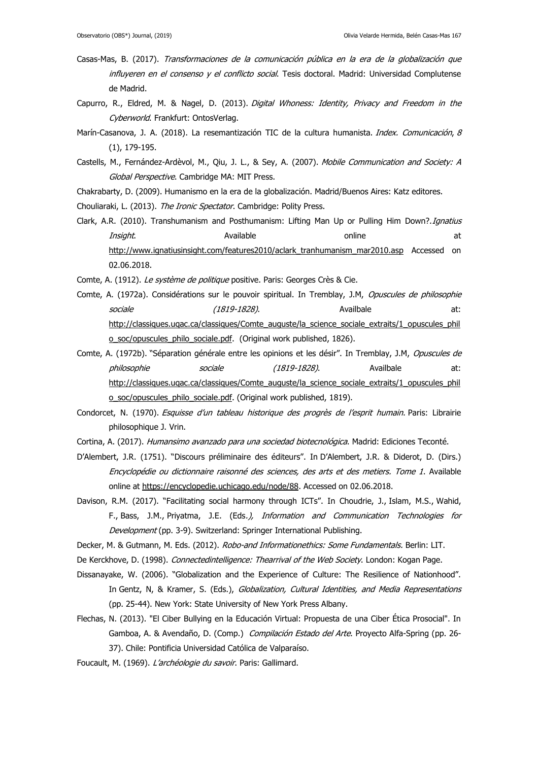Casas-Mas, B. (2017). *Transformaciones de la comunicación pública en la era de la globalización que influyeren en el consenso y el conflicto social*. Tesis doctoral. Madrid: Universidad Complutense de Madrid.

Capurro, R., Eldred, M. & Nagel, D. (2013). *Digital Whoness: Identity, Privacy and Freedom in the Cyberworld*. Frankfurt: OntosVerlag.

Marín-Casanova, J. A. (2018). La resemantización TIC de la cultura humanista. *Index. Comunicación*, *8* (1), 179-195.

Castells, M., Fernández-Ardèvol, M., Qiu, J. L., & Sey, A. (2007). *Mobile Communication and Society: A Global Perspective*. Cambridge MA: MIT Press.

Chakrabarty, D. (2009). Humanismo en la era de la globalización. Madrid/Buenos Aires: Katz editores.

Chouliaraki, L. (2013). *The Ironic Spectator*. Cambridge: Polity Press.

Clark, A.R. (2010). Transhumanism and Posthumanism: Lifting Man Up or Pulling Him Down?.*Ignatius Insight*. Available online at http://www.ignatiusinsight.com/features2010/aclark_tranhumanism_mar2010.asp Accessed on 02.06.2018.

Comte, A. (1912). *Le système de politique* positive. Paris: Georges Crès & Cie.

Comte, A. (1972a). Considérations sur le pouvoir spiritual. In Tremblay, J.M, *Opuscules de philosophie sociale (1819-1828)*. Availbale at: http://classiques.uqac.ca/classiques/Comte_auguste/la_science_sociale_extraits/1_opuscules_philo_soc/opuscules_philo_sociale.pdf. (Original work published, 1826).

Comte, A. (1972b). "Séparation générale entre les opinions et les désir". In Tremblay, J.M, *Opuscules de philosophie sociale (1819-1828)*. Availbale at: http://classiques.uqac.ca/classiques/Comte_auguste/la_science_sociale_extraits/1_opuscules_philo_soc/opuscules_philo_sociale.pdf. (Original work published, 1819).

Condorcet, N. (1970). *Esquisse d'un tableau historique des progrès de l'esprit humain*. Paris: Librairie philosophique J. Vrin.

Cortina, A. (2017). *Humansimo avanzado para una sociedad biotecnológica*. Madrid: Ediciones Teconté.

D'Alembert, J.R. (1751). "Discours préliminaire des éditeurs". In D'Alembert, J.R. & Diderot, D. (Dirs.) *Encyclopédie ou dictionnaire raisonné des sciences, des arts et des metiers. Tome 1*. Available online at https://encyclopedie.uchicago.edu/node/88. Accessed on 02.06.2018.

Davison, R.M. (2017). "Facilitating social harmony through ICTs". In Choudrie, J., Islam, M.S., Wahid, F., Bass, J.M., Priyatma, J.E. (Eds*.), Information and Communication Technologies for Development* (pp. 3-9). Switzerland: Springer International Publishing.

Decker, M. & Gutmann, M. Eds. (2012). *Robo-and Informationethics: Some Fundamentals.* Berlin: LIT.

De Kerckhove, D. (1998). *Connectedintelligence: Thearrival of the Web Society*. London: Kogan Page.

Dissanayake, W. (2006). "Globalization and the Experience of Culture: The Resilience of Nationhood". In Gentz, N, & Kramer, S. (Eds.), *Globalization, Cultural Identities, and Media Representations* (pp. 25-44). New York: State University of New York Press Albany.

Flechas, N. (2013). "El Ciber Bullying en la Educación Virtual: Propuesta de una Ciber Ética Prosocial". In Gamboa, A. & Avendaño, D. (Comp.) *Compilación Estado del Arte*. Proyecto Alfa-Spring (pp. 26-37). Chile: Pontificia Universidad Católica de Valparaíso.

Foucault, M. (1969). *L'archéologie du savoir*. Paris: Gallimard.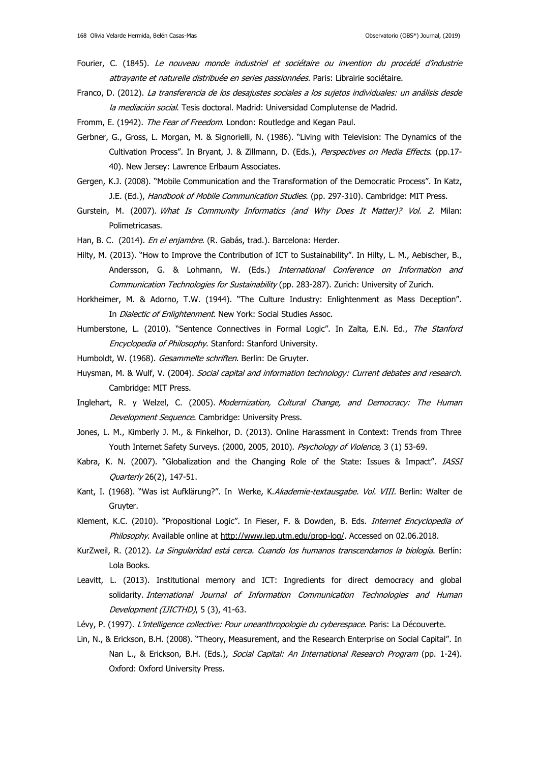Fourier, C. (1845). *Le nouveau monde industriel et sociétaire ou invention du procédé d'industrie attrayante et naturelle distribuée en series passionnées*. Paris: Librairie sociétaire.

Franco, D. (2012). *La transferencia de los desajustes sociales a los sujetos individuales: un análisis desde la mediación social*. Tesis doctoral. Madrid: Universidad Complutense de Madrid.

Fromm, E. (1942). *The Fear of Freedom*. London: Routledge and Kegan Paul.

Gerbner, G., Gross, L. Morgan, M. & Signorielli, N. (1986). "Living with Television: The Dynamics of the Cultivation Process". In Bryant, J. & Zillmann, D. (Eds.), *Perspectives on Media Effects*. (pp.17-40). New Jersey: Lawrence Erlbaum Associates.

Gergen, K.J. (2008). "Mobile Communication and the Transformation of the Democratic Process". In Katz, J.E. (Ed.), *Handbook of Mobile Communication Studies*. (pp. 297-310). Cambridge: MIT Press.

Gurstein, M. (2007). *What Is Community Informatics (and Why Does It Matter)? Vol. 2.* Milan: Polimetricasas.

Han, B. C. (2014). *En el enjambre*. (R. Gabás, trad.). Barcelona: Herder.

Hilty, M. (2013). "How to Improve the Contribution of ICT to Sustainability". In Hilty, L. M., Aebischer, B., Andersson, G. & Lohmann, W. (Eds.) *International Conference on Information and Communication Technologies for Sustainability* (pp. 283-287). Zurich: University of Zurich.

Horkheimer, M. & Adorno, T.W. (1944). "The Culture Industry: Enlightenment as Mass Deception". In *Dialectic of Enlightenment*. New York: Social Studies Assoc.

Humberstone, L. (2010). "Sentence Connectives in Formal Logic". In Zalta, E.N. Ed., *The Stanford Encyclopedia of Philosophy*. Stanford: Stanford University.

Humboldt, W. (1968). *Gesammelte schriften*. Berlin: De Gruyter.

Huysman, M. & Wulf, V. (2004). *Social capital and information technology: Current debates and research*. Cambridge: MIT Press.

Inglehart, R. y Welzel, C. (2005). *Modernization, Cultural Change, and Democracy: The Human Development Sequence*. Cambridge: University Press.

Jones, L. M., Kimberly J. M., & Finkelhor, D. (2013). Online Harassment in Context: Trends from Three Youth Internet Safety Surveys. (2000, 2005, 2010). *Psychology of Violence,* 3 (1) 53-69.

Kabra, K. N. (2007). "Globalization and the Changing Role of the State: Issues & Impact". *IASSI Quarterly* 26(2), 147-51.

Kant, I. (1968). "Was ist Aufklärung?". In Werke, K.*Akademie-textausgabe. Vol. VIII.* Berlin: Walter de Gruyter.

Klement, K.C. (2010). "Propositional Logic". In Fieser, F. & Dowden, B. Eds. *Internet Encyclopedia of Philosophy*. Available online at http://www.iep.utm.edu/prop-log/. Accessed on 02.06.2018.

KurZweil, R. (2012). *La Singularidad está cerca. Cuando los humanos transcendamos la biología*. Berlín: Lola Books.

Leavitt, L. (2013). Institutional memory and ICT: Ingredients for direct democracy and global solidarity. *International Journal of Information Communication Technologies and Human Development (IJICTHD)*, 5 (3), 41-63.

Lévy, P. (1997). *L'intelligence collective: Pour uneanthropologie du cyberespace*. Paris: La Découverte.

Lin, N., & Erickson, B.H. (2008). "Theory, Measurement, and the Research Enterprise on Social Capital". In Nan L., & Erickson, B.H. (Eds.), *Social Capital: An International Research Program* (pp. 1-24). Oxford: Oxford University Press.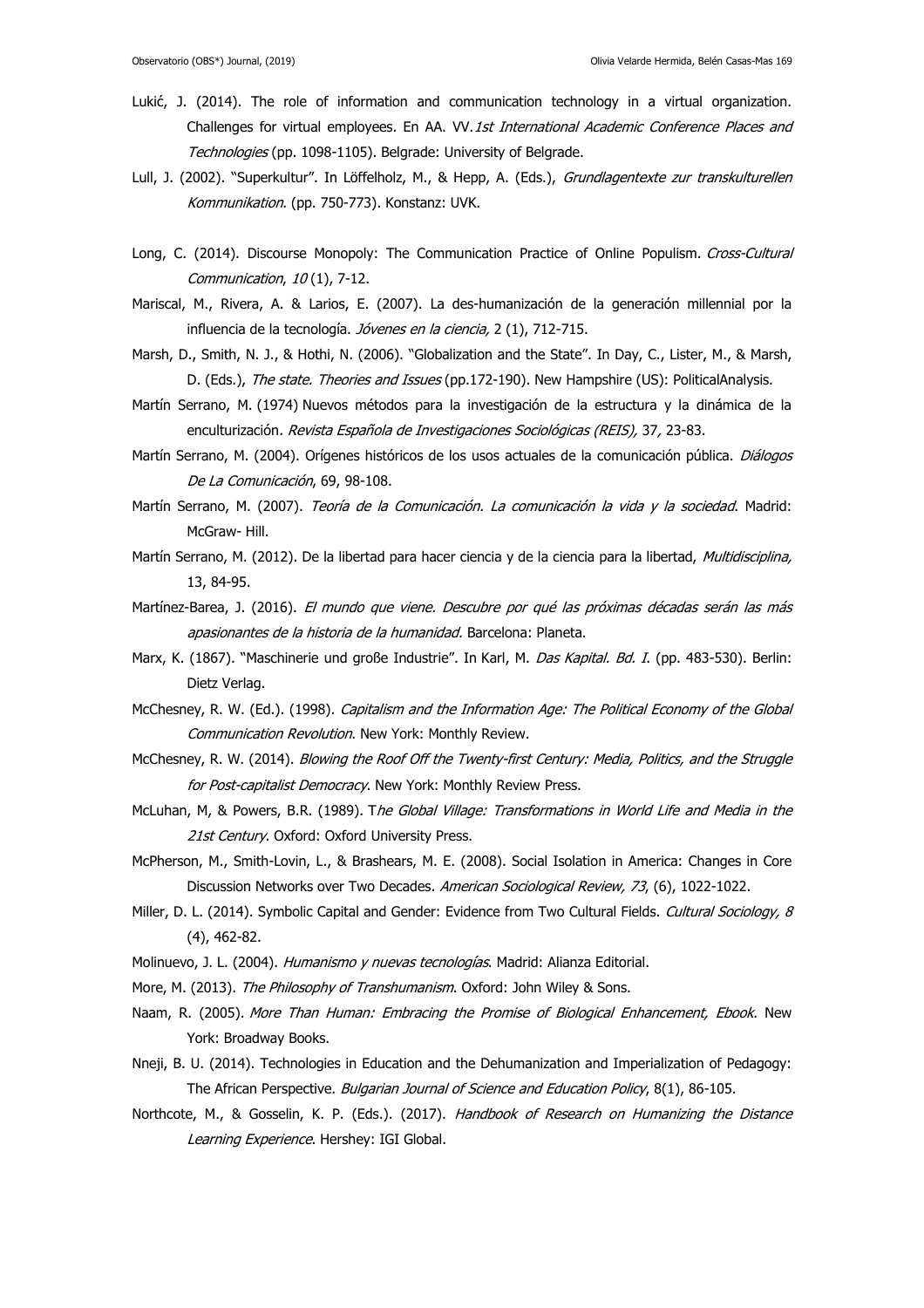Lukić, J. (2014). The role of information and communication technology in a virtual organization. Challenges for virtual employees. En AA. VV. *1st International Academic Conference Places and Technologies* (pp. 1098-1105). Belgrade: University of Belgrade.

Lull, J. (2002). "Superkultur". In Löffelholz, M., & Hepp, A. (Eds.), *Grundlagentexte zur transkulturellen Kommunikation*. (pp. 750-773). Konstanz: UVK.

Long, C. (2014). Discourse Monopoly: The Communication Practice of Online Populism. *Cross-Cultural Communication*, *10* (1), 7-12.

Mariscal, M., Rivera, A. & Larios, E. (2007). La des-humanización de la generación millennial por la influencia de la tecnología. *Jóvenes en la ciencia,* 2 (1), 712-715.

Marsh, D., Smith, N. J., & Hothi, N. (2006). "Globalization and the State". In Day, C., Lister, M., & Marsh, D. (Eds.), *The state. Theories and Issues* (pp.172-190). New Hampshire (US): PoliticalAnalysis.

Martín Serrano, M. (1974) Nuevos métodos para la investigación de la estructura y la dinámica de la enculturización. *Revista Española de Investigaciones Sociológicas (REIS),* 37*,* 23-83.

Martín Serrano, M. (2004). Orígenes históricos de los usos actuales de la comunicación pública. *Diálogos De La Comunicación*, 69, 98-108.

Martín Serrano, M. (2007). *Teoría de la Comunicación. La comunicación la vida y la sociedad*. Madrid: McGraw- Hill.

Martín Serrano, M. (2012). De la libertad para hacer ciencia y de la ciencia para la libertad, *Multidisciplina,* 13, 84-95.

Martínez-Barea, J. (2016). *El mundo que viene. Descubre por qué las próximas décadas serán las más apasionantes de la historia de la humanidad.* Barcelona: Planeta.

Marx, K. (1867). "Maschinerie und große Industrie". In Karl, M. *Das Kapital. Bd. I*. (pp. 483-530). Berlin: Dietz Verlag.

McChesney, R. W. (Ed.). (1998). *Capitalism and the Information Age: The Political Economy of the Global Communication Revolution*. New York: Monthly Review.

McChesney, R. W. (2014). *Blowing the Roof Off the Twenty-first Century: Media, Politics, and the Struggle for Post-capitalist Democracy*. New York: Monthly Review Press.

McLuhan, M, & Powers, B.R. (1989). *The Global Village: Transformations in World Life and Media in the 21st Century*. Oxford: Oxford University Press.

McPherson, M., Smith-Lovin, L., & Brashears, M. E. (2008). Social Isolation in America: Changes in Core Discussion Networks over Two Decades. *American Sociological Review, 73*, (6), 1022-1022.

Miller, D. L. (2014). Symbolic Capital and Gender: Evidence from Two Cultural Fields. *Cultural Sociology, 8* (4), 462-82.

Molinuevo, J. L. (2004). *Humanismo y nuevas tecnologías*. Madrid: Alianza Editorial.

More, M. (2013). *The Philosophy of Transhumanism*. Oxford: John Wiley & Sons.

Naam, R. (2005). *More Than Human: Embracing the Promise of Biological Enhancement, Ebook*. New York: Broadway Books.

Nneji, B. U. (2014). Technologies in Education and the Dehumanization and Imperialization of Pedagogy: The African Perspective. *Bulgarian Journal of Science and Education Policy*, 8(1), 86-105.

Northcote, M., & Gosselin, K. P. (Eds.). (2017). *Handbook of Research on Humanizing the Distance Learning Experience*. Hershey: IGI Global.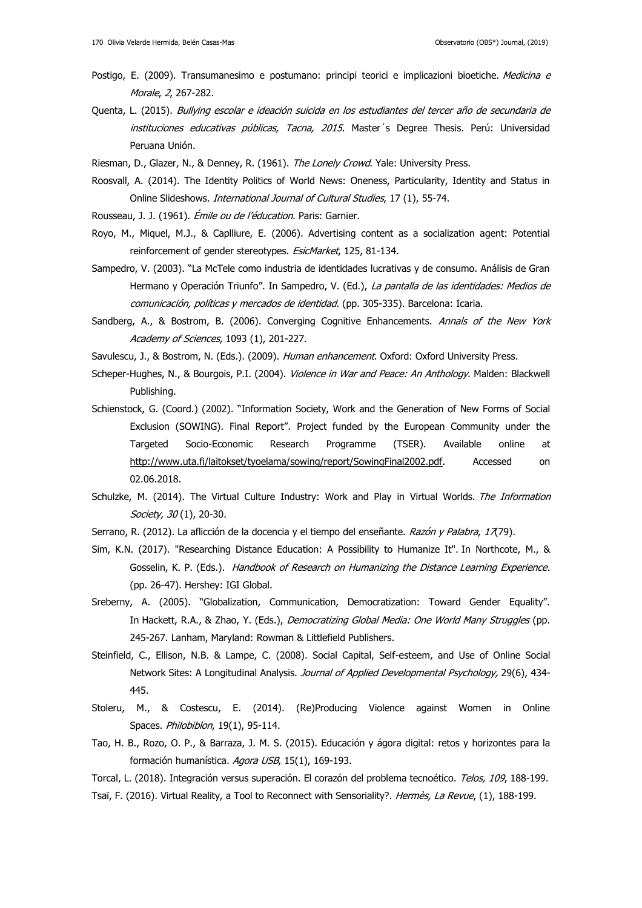Postigo, E. (2009). Transumanesimo e postumano: principi teorici e implicazioni bioetiche. *Medicina e Morale*, *2*, 267-282.

Quenta, L. (2015). *Bullying escolar e ideación suicida en los estudiantes del tercer año de secundaria de instituciones educativas públicas, Tacna, 2015*. Master´s Degree Thesis. Perú: Universidad Peruana Unión.

Riesman, D., Glazer, N., & Denney, R. (1961). *The Lonely Crowd*. Yale: University Press.

Roosvall, A. (2014). The Identity Politics of World News: Oneness, Particularity, Identity and Status in Online Slideshows. *International Journal of Cultural Studies*, 17 (1), 55-74.

Rousseau, J. J. (1961). *Émile ou de l'éducation*. Paris: Garnier.

Royo, M., Miquel, M.J., & Caplliure, E. (2006). Advertising content as a socialization agent: Potential reinforcement of gender stereotypes. *EsicMarket*, 125, 81-134.

Sampedro, V. (2003). "La McTele como industria de identidades lucrativas y de consumo. Análisis de Gran Hermano y Operación Triunfo". In Sampedro, V. (Ed.), *La pantalla de las identidades: Medios de comunicación, políticas y mercados de identidad*. (pp. 305-335). Barcelona: Icaria.

Sandberg, A., & Bostrom, B. (2006). Converging Cognitive Enhancements. *Annals of the New York Academy of Sciences*, 1093 (1), 201-227.

Savulescu, J., & Bostrom, N. (Eds.). (2009). *Human enhancement*. Oxford: Oxford University Press.

Scheper-Hughes, N., & Bourgois, P.I. (2004). *Violence in War and Peace: An Anthology*. Malden: Blackwell Publishing.

Schienstock, G. (Coord.) (2002). "Information Society, Work and the Generation of New Forms of Social Exclusion (SOWING). Final Report". Project funded by the European Community under the Targeted Socio-Economic Research Programme (TSER). Available online at http://www.uta.fi/laitokset/tyoelama/sowing/report/SowingFinal2002.pdf. Accessed on 02.06.2018.

Schulzke, M. (2014). The Virtual Culture Industry: Work and Play in Virtual Worlds. *The Information Society, 30* (1), 20-30.

Serrano, R. (2012). La aflicción de la docencia y el tiempo del enseñante. *Razón y Palabra*, *17*(79).

Sim, K.N. (2017). "Researching Distance Education: A Possibility to Humanize It". In Northcote, M., & Gosselin, K. P. (Eds.). *Handbook of Research on Humanizing the Distance Learning Experience*. (pp. 26-47). Hershey: IGI Global.

Sreberny, A. (2005). "Globalization, Communication, Democratization: Toward Gender Equality". In Hackett, R.A., & Zhao, Y. (Eds.), *Democratizing Global Media: One World Many Struggles* (pp. 245-267. Lanham, Maryland: Rowman & Littlefield Publishers.

Steinfield, C., Ellison, N.B. & Lampe, C. (2008). Social Capital, Self-esteem, and Use of Online Social Network Sites: A Longitudinal Analysis. *Journal of Applied Developmental Psychology,* 29(6), 434-445.

Stoleru, M., & Costescu, E. (2014). (Re)Producing Violence against Women in Online Spaces. *Philobiblon*, 19(1), 95-114.

Tao, H. B., Rozo, O. P., & Barraza, J. M. S. (2015). Educación y ágora digital: retos y horizontes para la formación humanística. *Agora USB*, 15(1), 169-193.

Torcal, L. (2018). Integración versus superación. El corazón del problema tecnoético. *Telos, 109*, 188-199.

Tsaï, F. (2016). Virtual Reality, a Tool to Reconnect with Sensoriality?. *Hermès, La Revue*, (1), 188-199.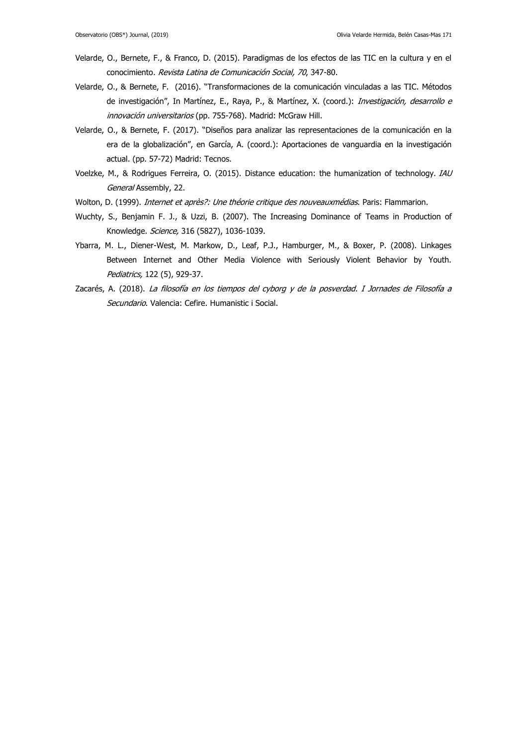Velarde, O., Bernete, F., & Franco, D. (2015). Paradigmas de los efectos de las TIC en la cultura y en el conocimiento. *Revista Latina de Comunicación Social, 70*, 347-80.

Velarde, O., & Bernete, F. (2016). "Transformaciones de la comunicación vinculadas a las TIC. Métodos de investigación", In Martínez, E., Raya, P., & Martínez, X. (coord.): *Investigación, desarrollo e innovación universitarios* (pp. 755-768). Madrid: McGraw Hill.

Velarde, O., & Bernete, F. (2017). "Diseños para analizar las representaciones de la comunicación en la era de la globalización", en García, A. (coord.): Aportaciones de vanguardia en la investigación actual. (pp. 57-72) Madrid: Tecnos.

Voelzke, M., & Rodrigues Ferreira, O. (2015). Distance education: the humanization of technology. *IAU General* Assembly, 22.

Wolton, D. (1999). *Internet et après?: Une théorie critique des nouveauxmédias*. Paris: Flammarion.

Wuchty, S., Benjamin F. J., & Uzzi, B. (2007). The Increasing Dominance of Teams in Production of Knowledge. *Science,* 316 (5827), 1036-1039.

Ybarra, M. L., Diener-West, M. Markow, D., Leaf, P.J., Hamburger, M., & Boxer, P. (2008). Linkages Between Internet and Other Media Violence with Seriously Violent Behavior by Youth. *Pediatrics,* 122 (5), 929-37.

Zacarés, A. (2018). *La filosofía en los tiempos del cyborg y de la posverdad. I Jornades de Filosofía a Secundario*. Valencia: Cefire. Humanistic i Social.